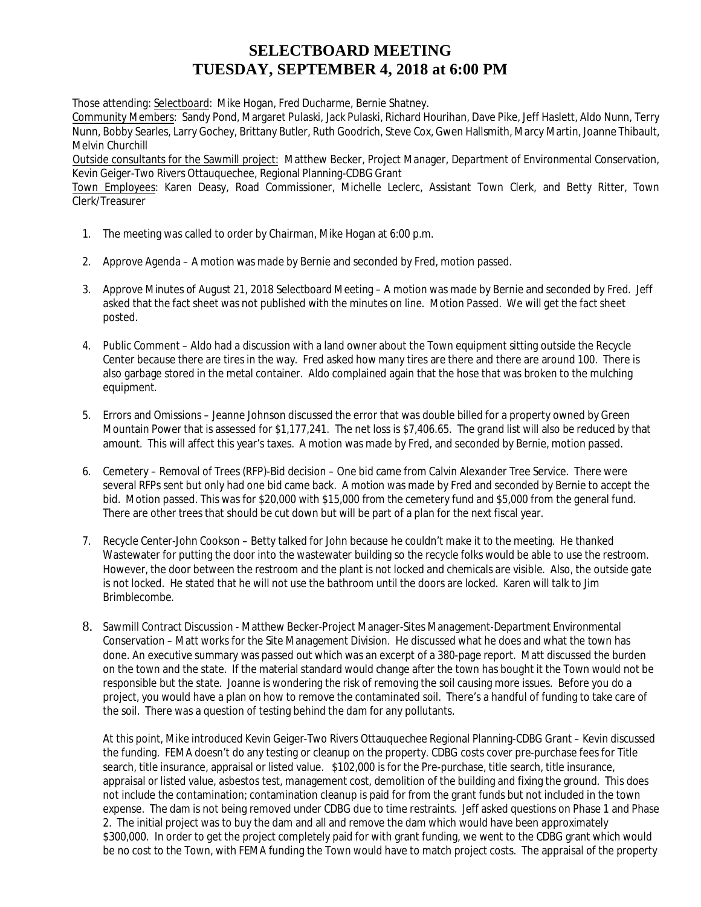# SELECTBOARD MEETING
# TUESDAY, SEPTEMBER 4, 2018 at 6:00 PM

Those attending: Selectboard: Mike Hogan, Fred Ducharme, Bernie Shatney.

Community Members: Sandy Pond, Margaret Pulaski, Jack Pulaski, Richard Hourihan, Dave Pike, Jeff Haslett, Aldo Nunn, Terry Nunn, Bobby Searles, Larry Gochey, Brittany Butler, Ruth Goodrich, Steve Cox, Gwen Hallsmith, Marcy Martin, Joanne Thibault, Melvin Churchill

Outside consultants for the Sawmill project: Matthew Becker, Project Manager, Department of Environmental Conservation, Kevin Geiger-Two Rivers Ottauquechee, Regional Planning-CDBG Grant

Town Employees: Karen Deasy, Road Commissioner, Michelle Leclerc, Assistant Town Clerk, and Betty Ritter, Town Clerk/Treasurer

1. The meeting was called to order by Chairman, Mike Hogan at 6:00 p.m.

2. Approve Agenda – A motion was made by Bernie and seconded by Fred, motion passed.

3. Approve Minutes of August 21, 2018 Selectboard Meeting – A motion was made by Bernie and seconded by Fred. Jeff asked that the fact sheet was not published with the minutes on line. Motion Passed. We will get the fact sheet posted.

4. Public Comment – Aldo had a discussion with a land owner about the Town equipment sitting outside the Recycle Center because there are tires in the way. Fred asked how many tires are there and there are around 100. There is also garbage stored in the metal container. Aldo complained again that the hose that was broken to the mulching equipment.

5. Errors and Omissions – Jeanne Johnson discussed the error that was double billed for a property owned by Green Mountain Power that is assessed for $1,177,241. The net loss is $7,406.65. The grand list will also be reduced by that amount. This will affect this year's taxes. A motion was made by Fred, and seconded by Bernie, motion passed.

6. Cemetery – Removal of Trees (RFP)-Bid decision – One bid came from Calvin Alexander Tree Service. There were several RFPs sent but only had one bid came back. A motion was made by Fred and seconded by Bernie to accept the bid. Motion passed. This was for $20,000 with $15,000 from the cemetery fund and $5,000 from the general fund. There are other trees that should be cut down but will be part of a plan for the next fiscal year.

7. Recycle Center-John Cookson – Betty talked for John because he couldn't make it to the meeting. He thanked Wastewater for putting the door into the wastewater building so the recycle folks would be able to use the restroom. However, the door between the restroom and the plant is not locked and chemicals are visible. Also, the outside gate is not locked. He stated that he will not use the bathroom until the doors are locked. Karen will talk to Jim Brimblecombe.

8. Sawmill Contract Discussion - Matthew Becker-Project Manager-Sites Management-Department Environmental Conservation – Matt works for the Site Management Division. He discussed what he does and what the town has done. An executive summary was passed out which was an excerpt of a 380-page report. Matt discussed the burden on the town and the state. If the material standard would change after the town has bought it the Town would not be responsible but the state. Joanne is wondering the risk of removing the soil causing more issues. Before you do a project, you would have a plan on how to remove the contaminated soil. There's a handful of funding to take care of the soil. There was a question of testing behind the dam for any pollutants.

   At this point, Mike introduced Kevin Geiger-Two Rivers Ottauquechee Regional Planning-CDBG Grant – Kevin discussed the funding. FEMA doesn't do any testing or cleanup on the property. CDBG costs cover pre-purchase fees for Title search, title insurance, appraisal or listed value. $102,000 is for the Pre-purchase, title search, title insurance, appraisal or listed value, asbestos test, management cost, demolition of the building and fixing the ground. This does not include the contamination; contamination cleanup is paid for from the grant funds but not included in the town expense. The dam is not being removed under CDBG due to time restraints. Jeff asked questions on Phase 1 and Phase 2. The initial project was to buy the dam and all and remove the dam which would have been approximately $300,000. In order to get the project completely paid for with grant funding, we went to the CDBG grant which would be no cost to the Town, with FEMA funding the Town would have to match project costs. The appraisal of the property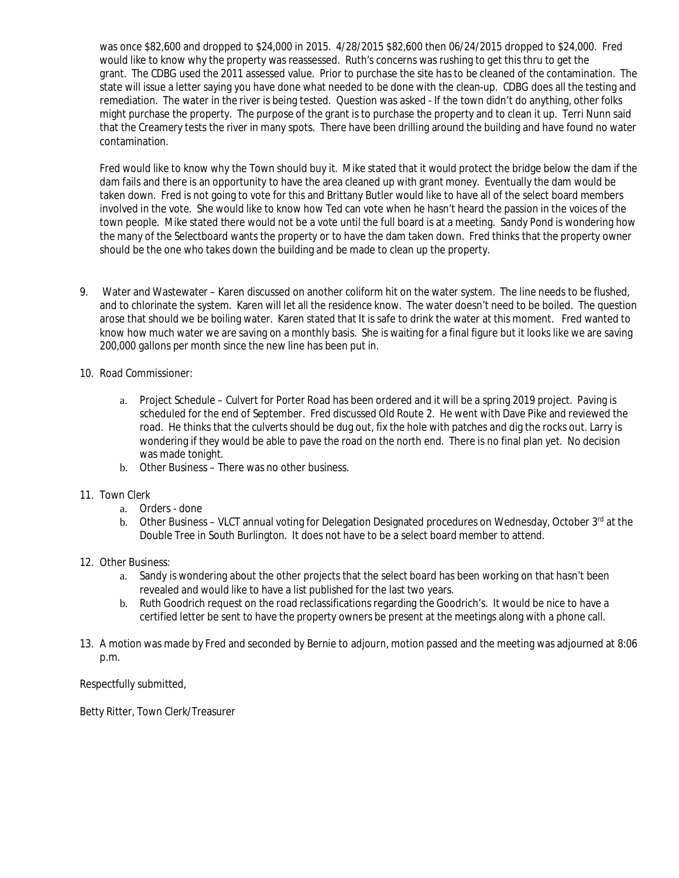was once \$82,600 and dropped to \$24,000 in 2015. 4/28/2015 \$82,600 then 06/24/2015 dropped to \$24,000. Fred would like to know why the property was reassessed. Ruth's concerns was rushing to get this thru to get the grant. The CDBG used the 2011 assessed value. Prior to purchase the site has to be cleaned of the contamination. The state will issue a letter saying you have done what needed to be done with the clean-up. CDBG does all the testing and remediation. The water in the river is being tested. Question was asked - If the town didn't do anything, other folks might purchase the property. The purpose of the grant is to purchase the property and to clean it up. Terri Nunn said that the Creamery tests the river in many spots. There have been drilling around the building and have found no water contamination.

Fred would like to know why the Town should buy it. Mike stated that it would protect the bridge below the dam if the dam fails and there is an opportunity to have the area cleaned up with grant money. Eventually the dam would be taken down. Fred is not going to vote for this and Brittany Butler would like to have all of the select board members involved in the vote. She would like to know how Ted can vote when he hasn't heard the passion in the voices of the town people. Mike stated there would not be a vote until the full board is at a meeting. Sandy Pond is wondering how the many of the Selectboard wants the property or to have the dam taken down. Fred thinks that the property owner should be the one who takes down the building and be made to clean up the property.

9. Water and Wastewater – Karen discussed on another coliform hit on the water system. The line needs to be flushed, and to chlorinate the system. Karen will let all the residence know. The water doesn't need to be boiled. The question arose that should we be boiling water. Karen stated that It is safe to drink the water at this moment. Fred wanted to know how much water we are saving on a monthly basis. She is waiting for a final figure but it looks like we are saving 200,000 gallons per month since the new line has been put in.

10. Road Commissioner:
    a. Project Schedule – Culvert for Porter Road has been ordered and it will be a spring 2019 project. Paving is scheduled for the end of September. Fred discussed Old Route 2. He went with Dave Pike and reviewed the road. He thinks that the culverts should be dug out, fix the hole with patches and dig the rocks out. Larry is wondering if they would be able to pave the road on the north end. There is no final plan yet. No decision was made tonight.
    b. Other Business – There was no other business.

11. Town Clerk
    a. Orders - done
    b. Other Business – VLCT annual voting for Delegation Designated procedures on Wednesday, October 3rd at the Double Tree in South Burlington. It does not have to be a select board member to attend.

12. Other Business:
    a. Sandy is wondering about the other projects that the select board has been working on that hasn't been revealed and would like to have a list published for the last two years.
    b. Ruth Goodrich request on the road reclassifications regarding the Goodrich's. It would be nice to have a certified letter be sent to have the property owners be present at the meetings along with a phone call.

13. A motion was made by Fred and seconded by Bernie to adjourn, motion passed and the meeting was adjourned at 8:06 p.m.

Respectfully submitted,

Betty Ritter, Town Clerk/Treasurer